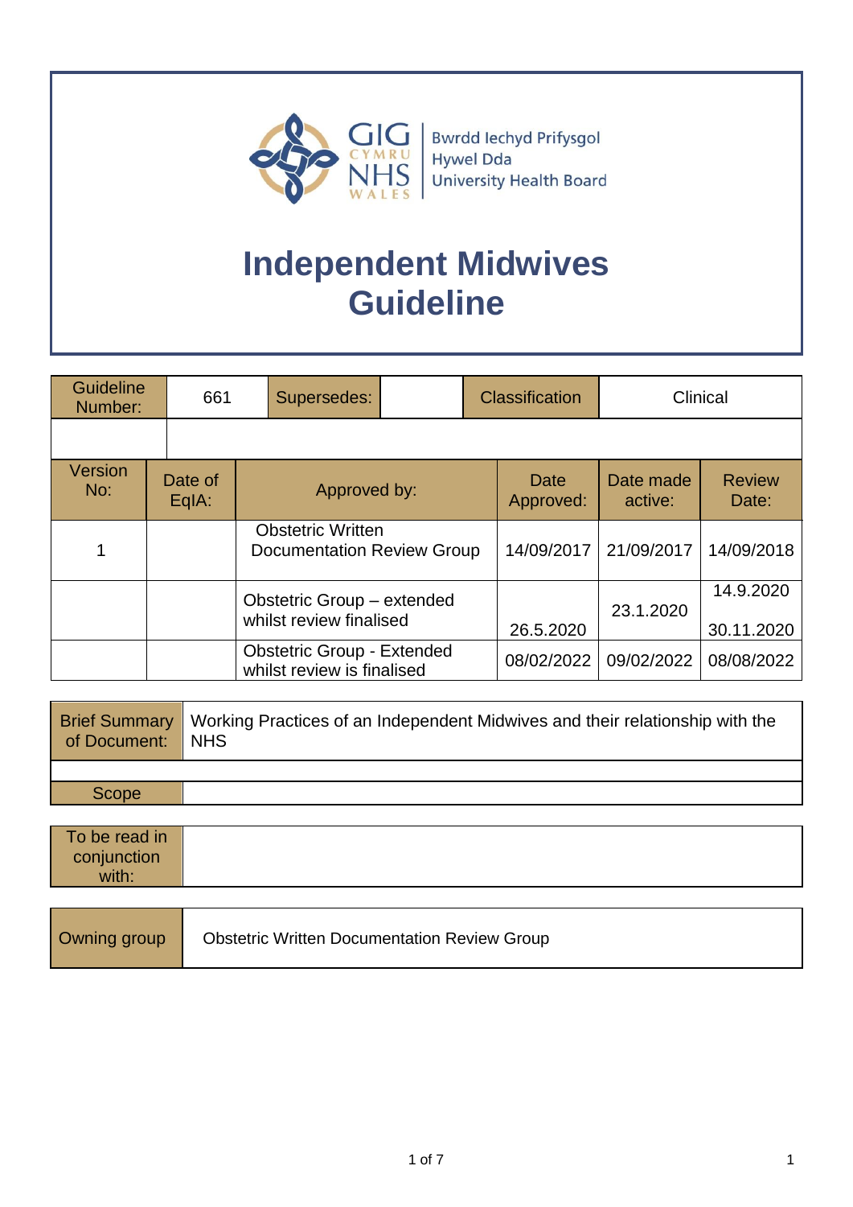Bwrdd Iechyd Prifysgol Hywel Dda University Health Board

# Independent Midwives Guideline

| Guideline Number: | 661 | Supersedes: | | Classification | Clinical |
|---|---|---|---|---|---|
| | | | | | |

| Version No: | Date of EqIA: | Approved by: | Date Approved: | Date made active: | Review Date: |
|---|---|---|---|---|---|
| 1 | | Obstetric Written Documentation Review Group | 14/09/2017 | 21/09/2017 | 14/09/2018 |
| | | Obstetric Group – extended whilst review finalised | 26.5.2020 | 23.1.2020 | 14.9.2020<br>30.11.2020 |
| | | Obstetric Group - Extended whilst review is finalised | 08/02/2022 | 09/02/2022 | 08/08/2022 |

| Brief Summary of Document: | Working Practices of an Independent Midwives and their relationship with the NHS |
|---|---|
| | |
| Scope | |

| To be read in conjunction with: | |
|---|---|

| Owning group | Obstetric Written Documentation Review Group |
|---|---|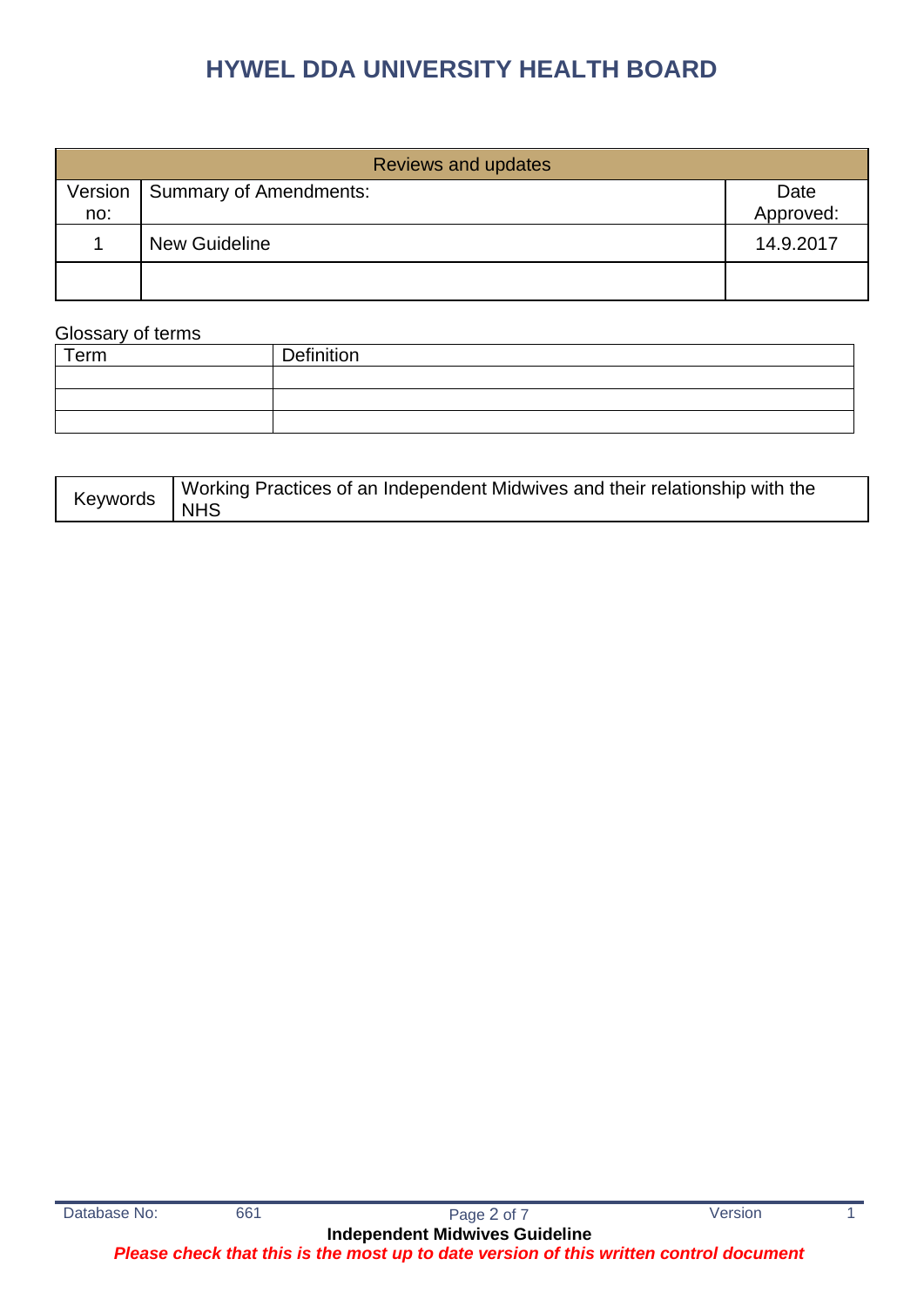# HYWEL DDA UNIVERSITY HEALTH BOARD

| Reviews and updates | | |
|---|---|---|
| Version no: | Summary of Amendments: | Date Approved: |
| 1 | New Guideline | 14.9.2017 |
| | | |

Glossary of terms

| Term | Definition |
|---|---|
| | |
| | |
| | |

| Keywords | Working Practices of an Independent Midwives and their relationship with the NHS |
|---|---|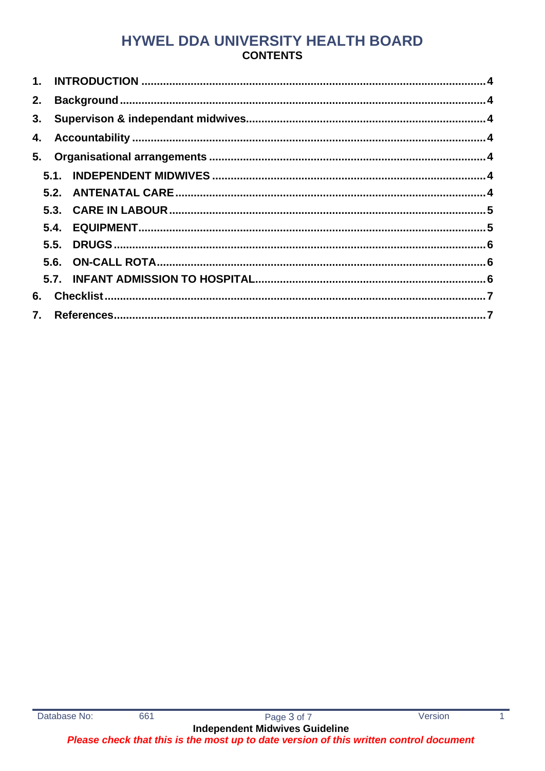# HYWEL DDA UNIVERSITY HEALTH BOARD

## CONTENTS

1. INTRODUCTION ..... 4
2. Background ..... 4
3. Supervison & independant midwives ..... 4
4. Accountability ..... 4
5. Organisational arrangements ..... 4
   - 5.1. INDEPENDENT MIDWIVES ..... 4
   - 5.2. ANTENATAL CARE ..... 4
   - 5.3. CARE IN LABOUR ..... 5
   - 5.4. EQUIPMENT ..... 5
   - 5.5. DRUGS ..... 6
   - 5.6. ON-CALL ROTA ..... 6
   - 5.7. INFANT ADMISSION TO HOSPITAL ..... 6
6. Checklist ..... 7
7. References ..... 7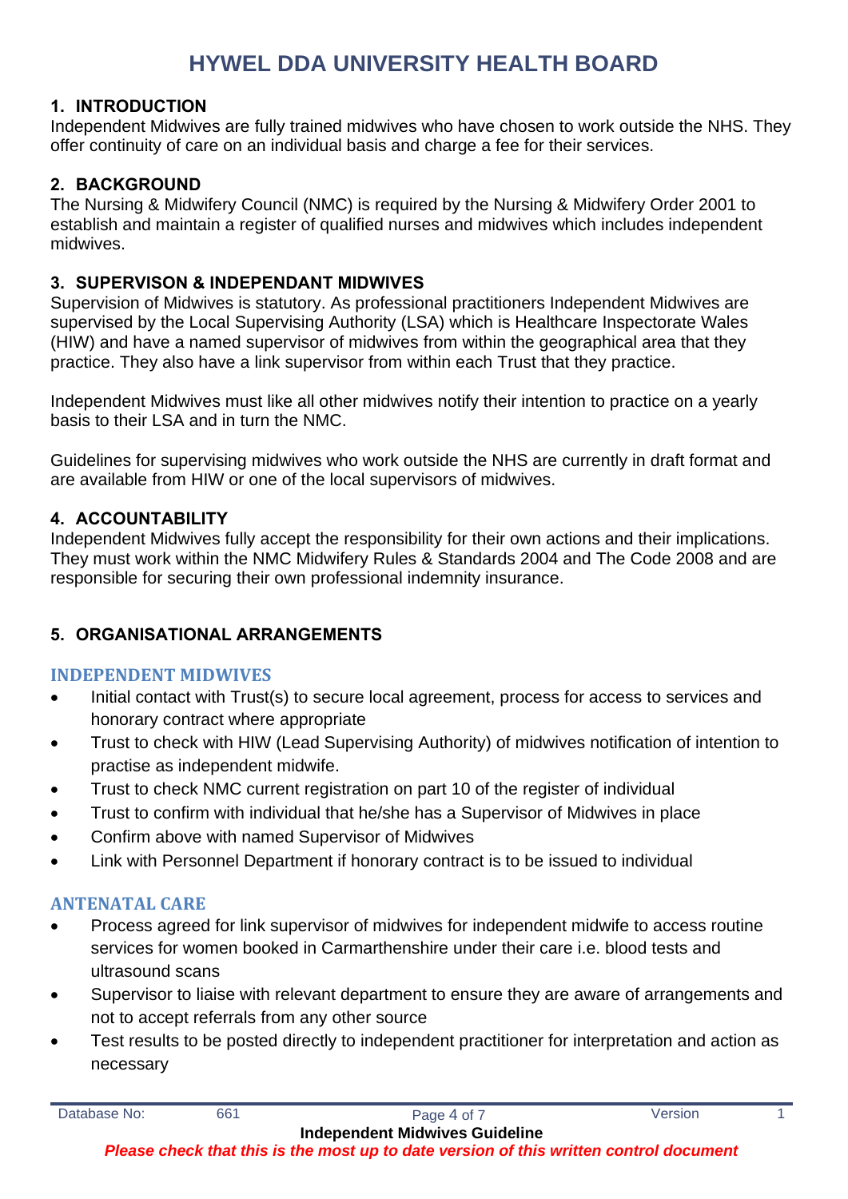# HYWEL DDA UNIVERSITY HEALTH BOARD

## 1. INTRODUCTION

Independent Midwives are fully trained midwives who have chosen to work outside the NHS. They offer continuity of care on an individual basis and charge a fee for their services.

## 2. BACKGROUND

The Nursing & Midwifery Council (NMC) is required by the Nursing & Midwifery Order 2001 to establish and maintain a register of qualified nurses and midwives which includes independent midwives.

## 3. SUPERVISON & INDEPENDANT MIDWIVES

Supervision of Midwives is statutory. As professional practitioners Independent Midwives are supervised by the Local Supervising Authority (LSA) which is Healthcare Inspectorate Wales (HIW) and have a named supervisor of midwives from within the geographical area that they practice. They also have a link supervisor from within each Trust that they practice.

Independent Midwives must like all other midwives notify their intention to practice on a yearly basis to their LSA and in turn the NMC.

Guidelines for supervising midwives who work outside the NHS are currently in draft format and are available from HIW or one of the local supervisors of midwives.

## 4. ACCOUNTABILITY

Independent Midwives fully accept the responsibility for their own actions and their implications. They must work within the NMC Midwifery Rules & Standards 2004 and The Code 2008 and are responsible for securing their own professional indemnity insurance.

## 5. ORGANISATIONAL ARRANGEMENTS

### INDEPENDENT MIDWIVES

- Initial contact with Trust(s) to secure local agreement, process for access to services and honorary contract where appropriate
- Trust to check with HIW (Lead Supervising Authority) of midwives notification of intention to practise as independent midwife.
- Trust to check NMC current registration on part 10 of the register of individual
- Trust to confirm with individual that he/she has a Supervisor of Midwives in place
- Confirm above with named Supervisor of Midwives
- Link with Personnel Department if honorary contract is to be issued to individual

### ANTENATAL CARE

- Process agreed for link supervisor of midwives for independent midwife to access routine services for women booked in Carmarthenshire under their care i.e. blood tests and ultrasound scans
- Supervisor to liaise with relevant department to ensure they are aware of arrangements and not to accept referrals from any other source
- Test results to be posted directly to independent practitioner for interpretation and action as necessary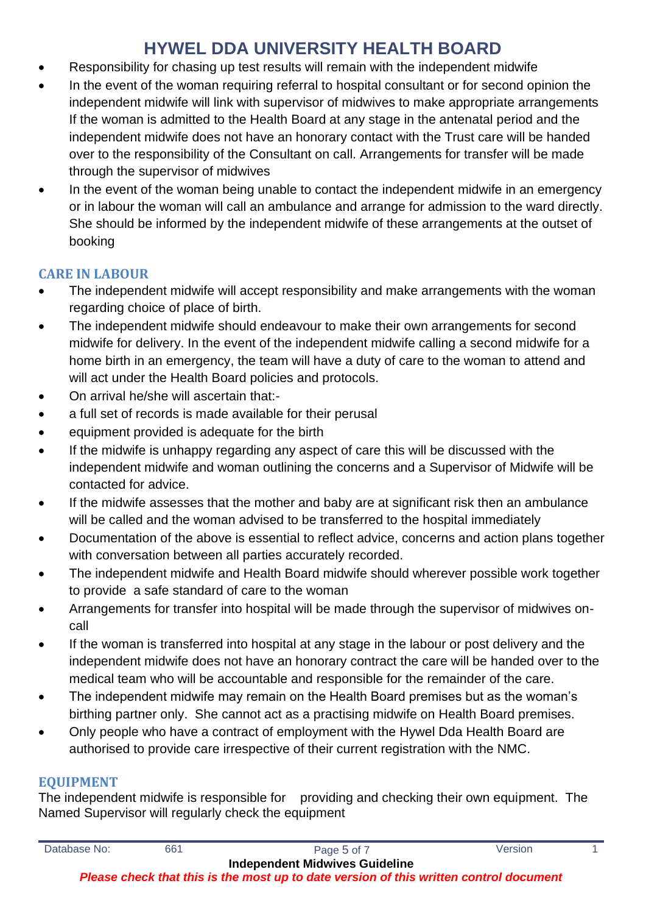- Responsibility for chasing up test results will remain with the independent midwife
- In the event of the woman requiring referral to hospital consultant or for second opinion the independent midwife will link with supervisor of midwives to make appropriate arrangements If the woman is admitted to the Health Board at any stage in the antenatal period and the independent midwife does not have an honorary contact with the Trust care will be handed over to the responsibility of the Consultant on call. Arrangements for transfer will be made through the supervisor of midwives
- In the event of the woman being unable to contact the independent midwife in an emergency or in labour the woman will call an ambulance and arrange for admission to the ward directly. She should be informed by the independent midwife of these arrangements at the outset of booking

## CARE IN LABOUR

- The independent midwife will accept responsibility and make arrangements with the woman regarding choice of place of birth.
- The independent midwife should endeavour to make their own arrangements for second midwife for delivery. In the event of the independent midwife calling a second midwife for a home birth in an emergency, the team will have a duty of care to the woman to attend and will act under the Health Board policies and protocols.
- On arrival he/she will ascertain that:-
- a full set of records is made available for their perusal
- equipment provided is adequate for the birth
- If the midwife is unhappy regarding any aspect of care this will be discussed with the independent midwife and woman outlining the concerns and a Supervisor of Midwife will be contacted for advice.
- If the midwife assesses that the mother and baby are at significant risk then an ambulance will be called and the woman advised to be transferred to the hospital immediately
- Documentation of the above is essential to reflect advice, concerns and action plans together with conversation between all parties accurately recorded.
- The independent midwife and Health Board midwife should wherever possible work together to provide a safe standard of care to the woman
- Arrangements for transfer into hospital will be made through the supervisor of midwives on-call
- If the woman is transferred into hospital at any stage in the labour or post delivery and the independent midwife does not have an honorary contract the care will be handed over to the medical team who will be accountable and responsible for the remainder of the care.
- The independent midwife may remain on the Health Board premises but as the woman's birthing partner only. She cannot act as a practising midwife on Health Board premises.
- Only people who have a contract of employment with the Hywel Dda Health Board are authorised to provide care irrespective of their current registration with the NMC.

## EQUIPMENT

The independent midwife is responsible for providing and checking their own equipment. The Named Supervisor will regularly check the equipment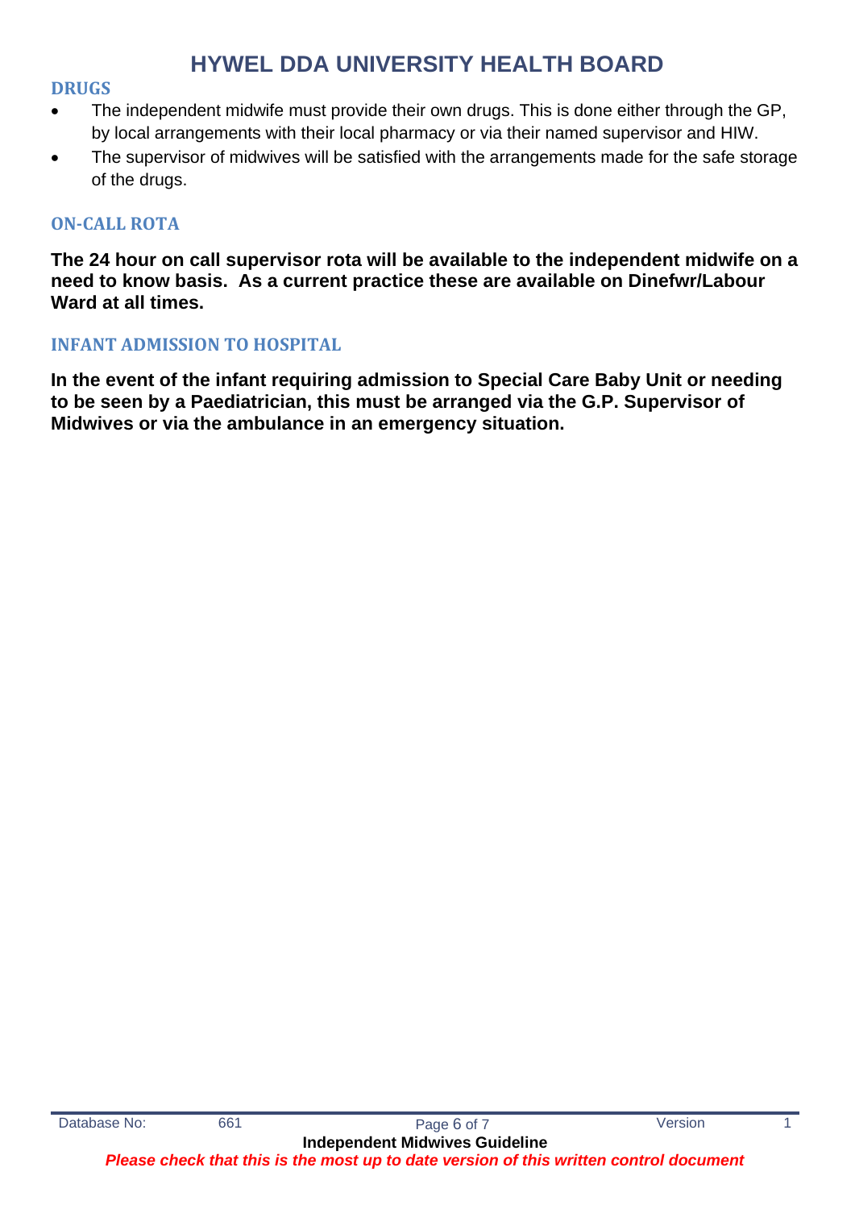## DRUGS

- The independent midwife must provide their own drugs. This is done either through the GP, by local arrangements with their local pharmacy or via their named supervisor and HIW.
- The supervisor of midwives will be satisfied with the arrangements made for the safe storage of the drugs.

## ON-CALL ROTA

**The 24 hour on call supervisor rota will be available to the independent midwife on a need to know basis. As a current practice these are available on Dinefwr/Labour Ward at all times.**

## INFANT ADMISSION TO HOSPITAL

**In the event of the infant requiring admission to Special Care Baby Unit or needing to be seen by a Paediatrician, this must be arranged via the G.P. Supervisor of Midwives or via the ambulance in an emergency situation.**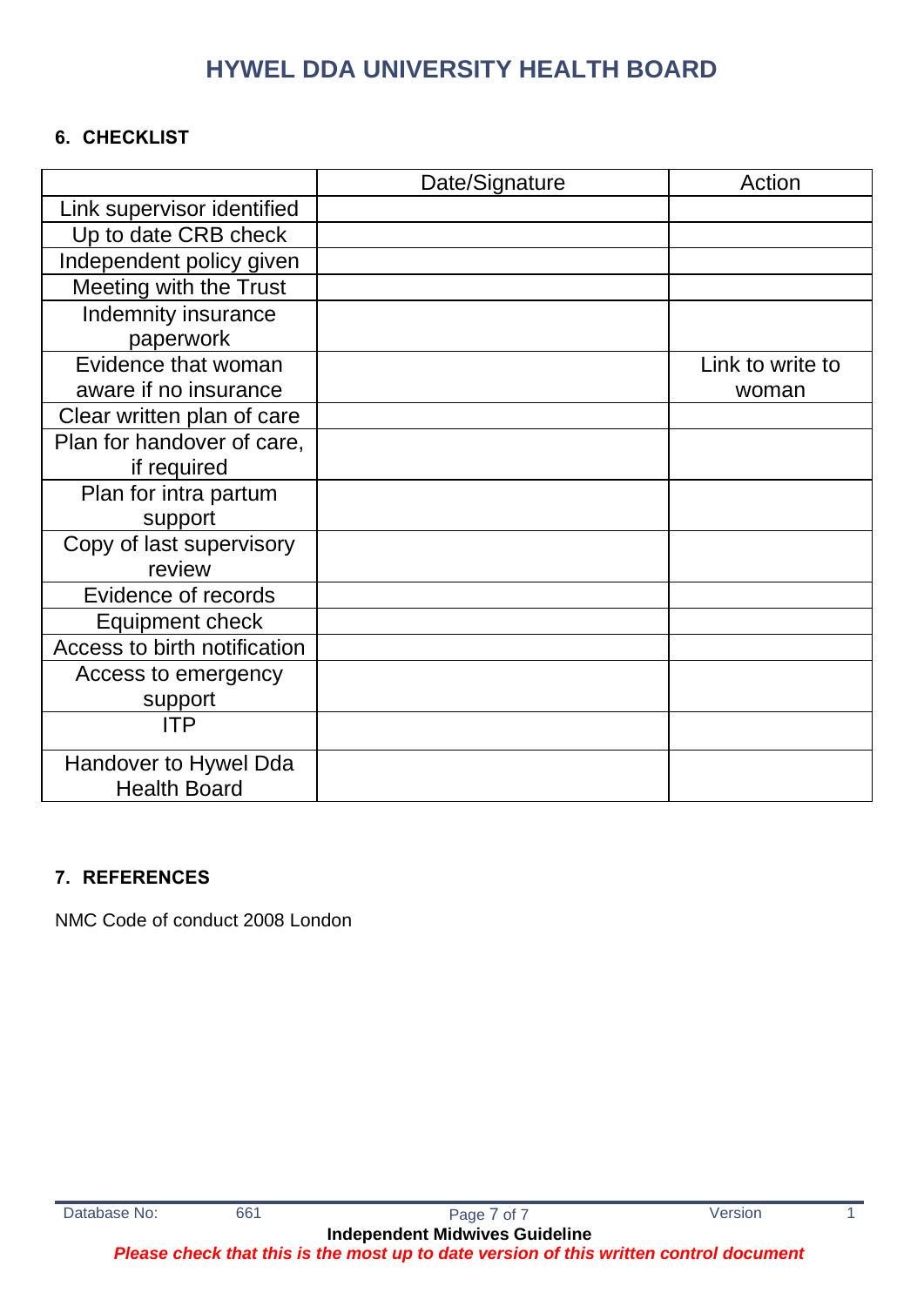## 6. CHECKLIST

| | Date/Signature | Action |
|---|---|---|
| Link supervisor identified | | |
| Up to date CRB check | | |
| Independent policy given | | |
| Meeting with the Trust | | |
| Indemnity insurance paperwork | | |
| Evidence that woman aware if no insurance | | Link to write to woman |
| Clear written plan of care | | |
| Plan for handover of care, if required | | |
| Plan for intra partum support | | |
| Copy of last supervisory review | | |
| Evidence of records | | |
| Equipment check | | |
| Access to birth notification | | |
| Access to emergency support | | |
| ITP | | |
| Handover to Hywel Dda Health Board | | |

## 7. REFERENCES

NMC Code of conduct 2008 London